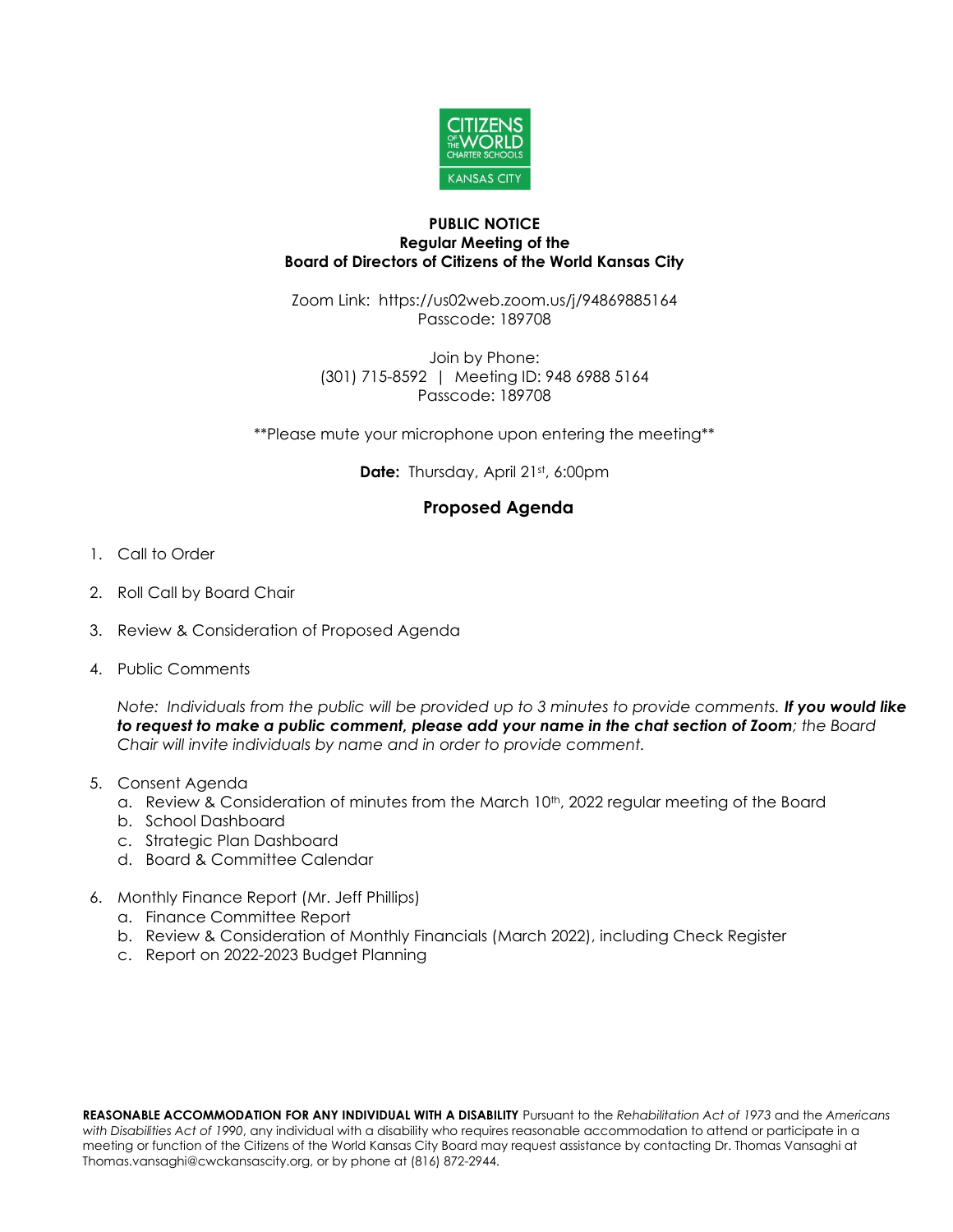**PUBLIC NOTICE**
**Regular Meeting of the**
**Board of Directors of Citizens of the World Kansas City**

Zoom Link: https://us02web.zoom.us/j/94869885164
Passcode: 189708

Join by Phone:
(301) 715-8592 | Meeting ID: 948 6988 5164
Passcode: 189708

**Please mute your microphone upon entering the meeting**

**Date:** Thursday, April 21st, 6:00pm

## Proposed Agenda

1. Call to Order
2. Roll Call by Board Chair
3. Review & Consideration of Proposed Agenda
4. Public Comments

   *Note: Individuals from the public will be provided up to 3 minutes to provide comments.* ***If you would like to request to make a public comment, please add your name in the chat section of Zoom****; the Board Chair will invite individuals by name and in order to provide comment.*

5. Consent Agenda
   a. Review & Consideration of minutes from the March 10th, 2022 regular meeting of the Board
   b. School Dashboard
   c. Strategic Plan Dashboard
   d. Board & Committee Calendar
6. Monthly Finance Report (Mr. Jeff Phillips)
   a. Finance Committee Report
   b. Review & Consideration of Monthly Financials (March 2022), including Check Register
   c. Report on 2022-2023 Budget Planning

**REASONABLE ACCOMMODATION FOR ANY INDIVIDUAL WITH A DISABILITY** Pursuant to the *Rehabilitation Act of 1973* and the *Americans with Disabilities Act of 1990*, any individual with a disability who requires reasonable accommodation to attend or participate in a meeting or function of the Citizens of the World Kansas City Board may request assistance by contacting Dr. Thomas Vansaghi at Thomas.vansaghi@cwckansascity.org, or by phone at (816) 872-2944.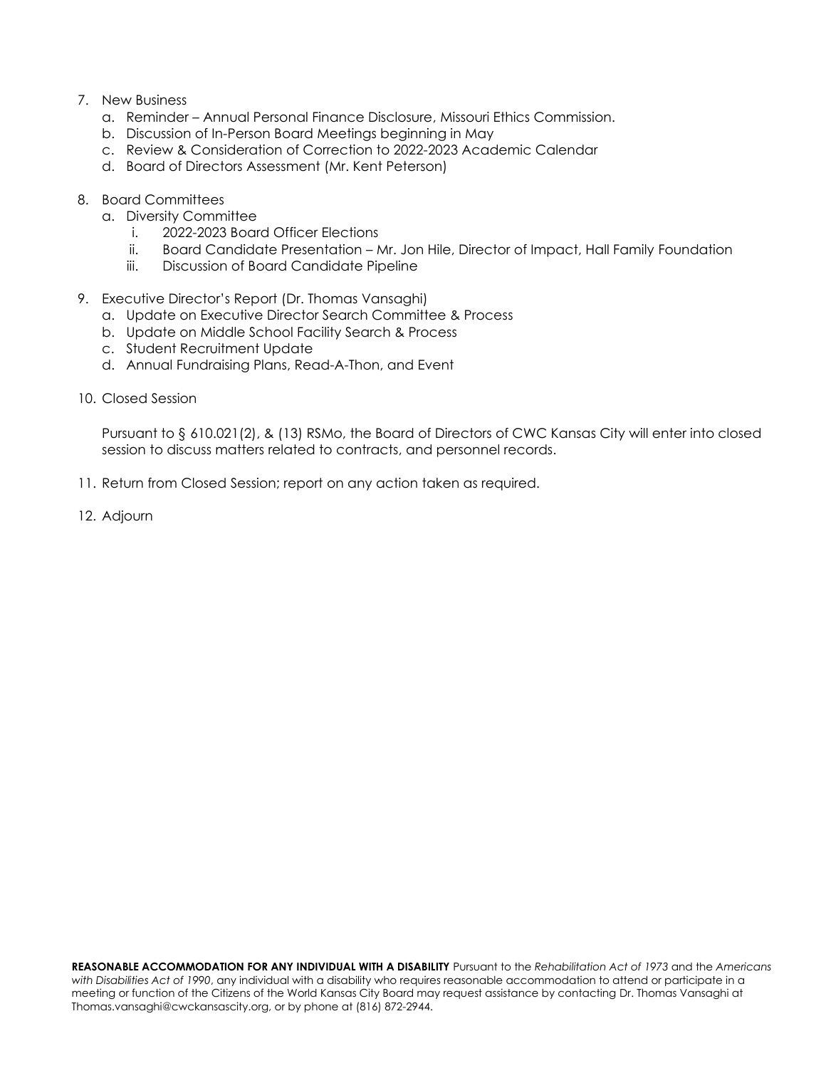7. New Business
   a. Reminder – Annual Personal Finance Disclosure, Missouri Ethics Commission.
   b. Discussion of In-Person Board Meetings beginning in May
   c. Review & Consideration of Correction to 2022-2023 Academic Calendar
   d. Board of Directors Assessment (Mr. Kent Peterson)

8. Board Committees
   a. Diversity Committee
      i. 2022-2023 Board Officer Elections
      ii. Board Candidate Presentation – Mr. Jon Hile, Director of Impact, Hall Family Foundation
      iii. Discussion of Board Candidate Pipeline

9. Executive Director's Report (Dr. Thomas Vansaghi)
   a. Update on Executive Director Search Committee & Process
   b. Update on Middle School Facility Search & Process
   c. Student Recruitment Update
   d. Annual Fundraising Plans, Read-A-Thon, and Event

10. Closed Session

    Pursuant to § 610.021(2), & (13) RSMo, the Board of Directors of CWC Kansas City will enter into closed session to discuss matters related to contracts, and personnel records.

11. Return from Closed Session; report on any action taken as required.

12. Adjourn

**REASONABLE ACCOMMODATION FOR ANY INDIVIDUAL WITH A DISABILITY** Pursuant to the *Rehabilitation Act of 1973* and the *Americans with Disabilities Act of 1990*, any individual with a disability who requires reasonable accommodation to attend or participate in a meeting or function of the Citizens of the World Kansas City Board may request assistance by contacting Dr. Thomas Vansaghi at Thomas.vansaghi@cwckansascity.org, or by phone at (816) 872-2944.